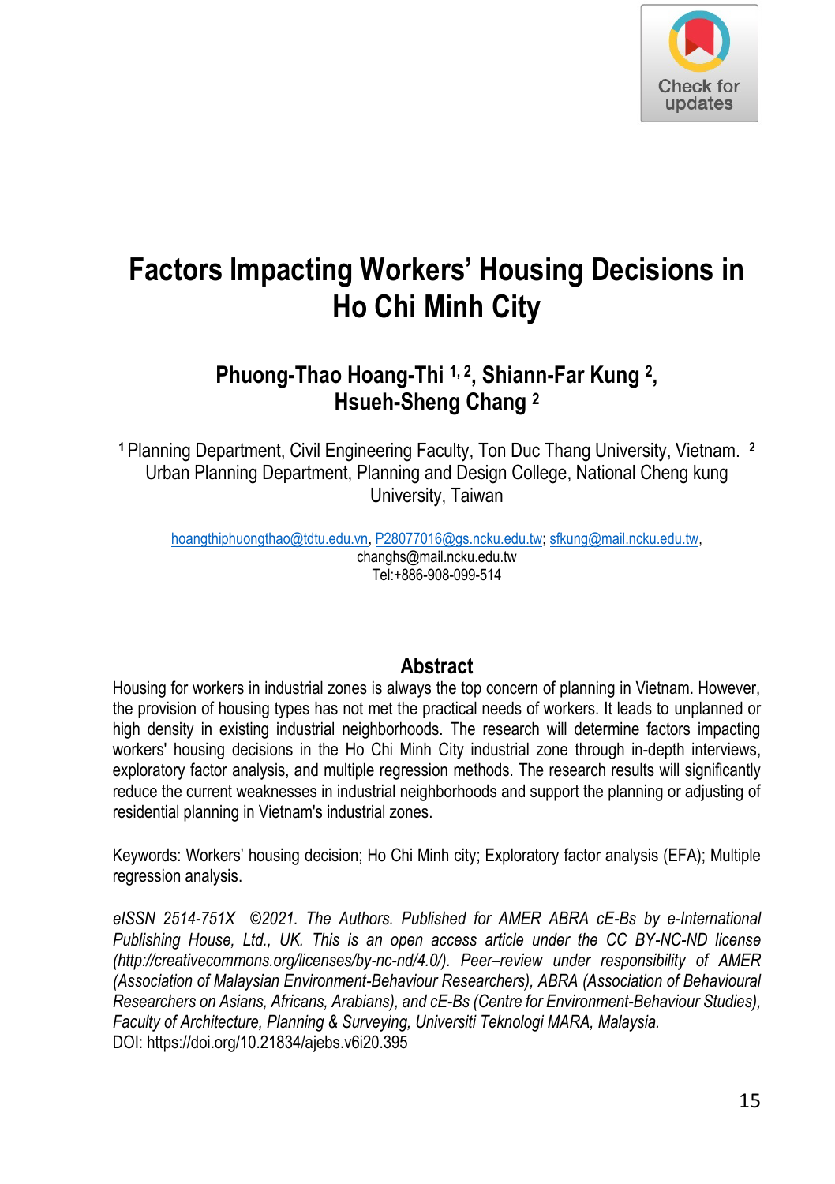# Factors Impacting Workers' Housing Decisions in Ho Chi Minh City

**Phuong-Thao Hoang-Thi [1,2], Shiann-Far Kung [2], Hsueh-Sheng Chang [2]**

[1] Planning Department, Civil Engineering Faculty, Ton Duc Thang University, Vietnam. [2] Urban Planning Department, Planning and Design College, National Cheng kung University, Taiwan

hoangthiphuongthao@tdtu.edu.vn, P28077016@gs.ncku.edu.tw; sfkung@mail.ncku.edu.tw, changhs@mail.ncku.edu.tw
Tel:+886-908-099-514

## Abstract

Housing for workers in industrial zones is always the top concern of planning in Vietnam. However, the provision of housing types has not met the practical needs of workers. It leads to unplanned or high density in existing industrial neighborhoods. The research will determine factors impacting workers' housing decisions in the Ho Chi Minh City industrial zone through in-depth interviews, exploratory factor analysis, and multiple regression methods. The research results will significantly reduce the current weaknesses in industrial neighborhoods and support the planning or adjusting of residential planning in Vietnam's industrial zones.

Keywords: Workers' housing decision; Ho Chi Minh city; Exploratory factor analysis (EFA); Multiple regression analysis.

*eISSN 2514-751X ©2021. The Authors. Published for AMER ABRA cE-Bs by e-International Publishing House, Ltd., UK. This is an open access article under the CC BY-NC-ND license (http://creativecommons.org/licenses/by-nc-nd/4.0/). Peer–review under responsibility of AMER (Association of Malaysian Environment-Behaviour Researchers), ABRA (Association of Behavioural Researchers on Asians, Africans, Arabians), and cE-Bs (Centre for Environment-Behaviour Studies), Faculty of Architecture, Planning & Surveying, Universiti Teknologi MARA, Malaysia.*
DOI: https://doi.org/10.21834/ajebs.v6i20.395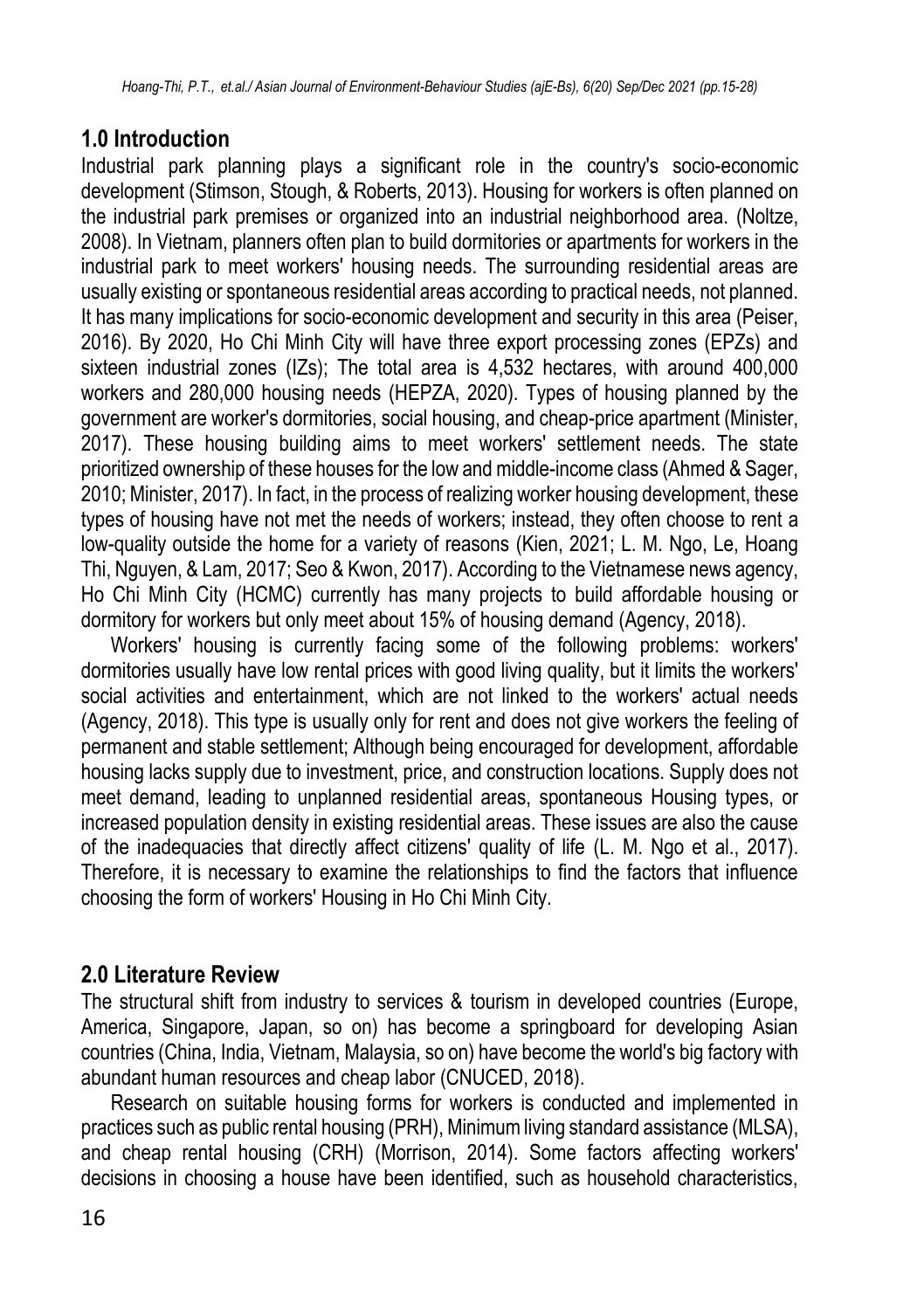## 1.0 Introduction

Industrial park planning plays a significant role in the country's socio-economic development (Stimson, Stough, & Roberts, 2013). Housing for workers is often planned on the industrial park premises or organized into an industrial neighborhood area. (Noltze, 2008). In Vietnam, planners often plan to build dormitories or apartments for workers in the industrial park to meet workers' housing needs. The surrounding residential areas are usually existing or spontaneous residential areas according to practical needs, not planned. It has many implications for socio-economic development and security in this area (Peiser, 2016). By 2020, Ho Chi Minh City will have three export processing zones (EPZs) and sixteen industrial zones (IZs); The total area is 4,532 hectares, with around 400,000 workers and 280,000 housing needs (HEPZA, 2020). Types of housing planned by the government are worker's dormitories, social housing, and cheap-price apartment (Minister, 2017). These housing building aims to meet workers' settlement needs. The state prioritized ownership of these houses for the low and middle-income class (Ahmed & Sager, 2010; Minister, 2017). In fact, in the process of realizing worker housing development, these types of housing have not met the needs of workers; instead, they often choose to rent a low-quality outside the home for a variety of reasons (Kien, 2021; L. M. Ngo, Le, Hoang Thi, Nguyen, & Lam, 2017; Seo & Kwon, 2017). According to the Vietnamese news agency, Ho Chi Minh City (HCMC) currently has many projects to build affordable housing or dormitory for workers but only meet about 15% of housing demand (Agency, 2018).

Workers' housing is currently facing some of the following problems: workers' dormitories usually have low rental prices with good living quality, but it limits the workers' social activities and entertainment, which are not linked to the workers' actual needs (Agency, 2018). This type is usually only for rent and does not give workers the feeling of permanent and stable settlement; Although being encouraged for development, affordable housing lacks supply due to investment, price, and construction locations. Supply does not meet demand, leading to unplanned residential areas, spontaneous Housing types, or increased population density in existing residential areas. These issues are also the cause of the inadequacies that directly affect citizens' quality of life (L. M. Ngo et al., 2017). Therefore, it is necessary to examine the relationships to find the factors that influence choosing the form of workers' Housing in Ho Chi Minh City.

## 2.0 Literature Review

The structural shift from industry to services & tourism in developed countries (Europe, America, Singapore, Japan, so on) has become a springboard for developing Asian countries (China, India, Vietnam, Malaysia, so on) have become the world's big factory with abundant human resources and cheap labor (CNUCED, 2018).

Research on suitable housing forms for workers is conducted and implemented in practices such as public rental housing (PRH), Minimum living standard assistance (MLSA), and cheap rental housing (CRH) (Morrison, 2014). Some factors affecting workers' decisions in choosing a house have been identified, such as household characteristics,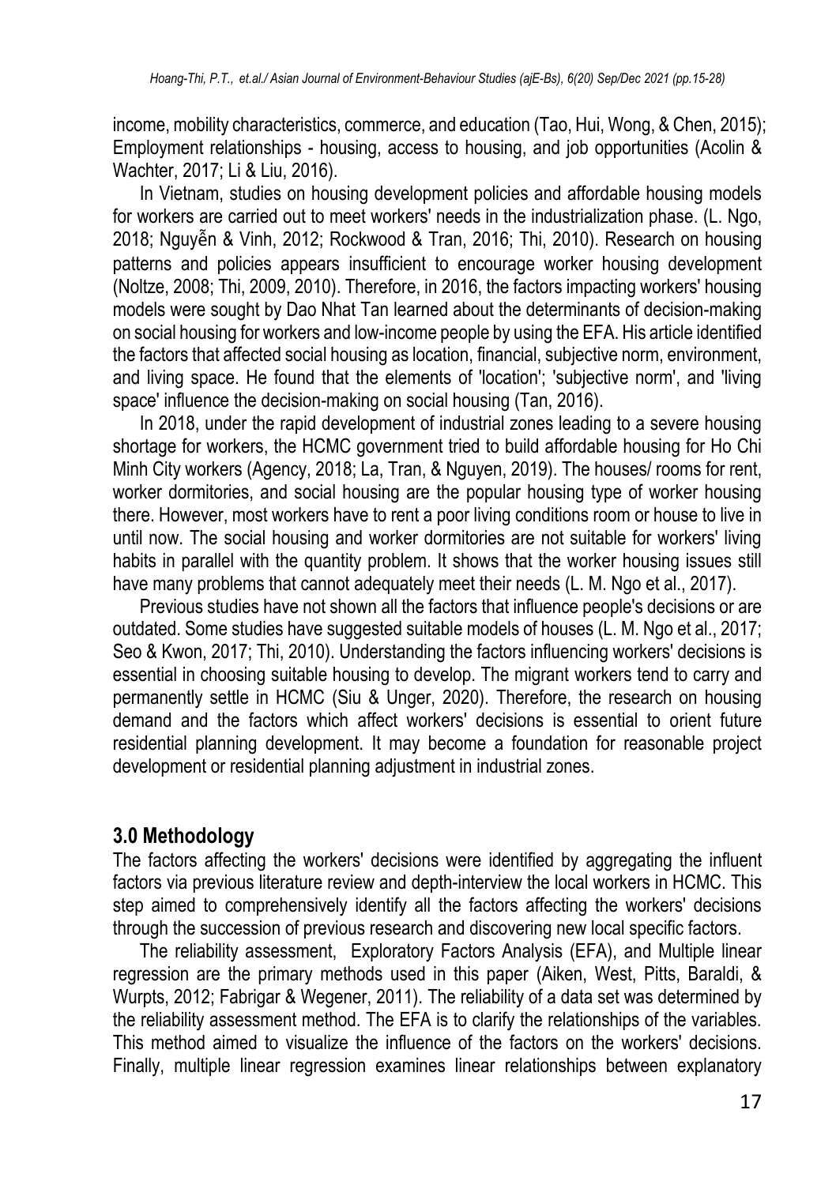income, mobility characteristics, commerce, and education (Tao, Hui, Wong, & Chen, 2015); Employment relationships - housing, access to housing, and job opportunities (Acolin & Wachter, 2017; Li & Liu, 2016).

In Vietnam, studies on housing development policies and affordable housing models for workers are carried out to meet workers' needs in the industrialization phase. (L. Ngo, 2018; Nguyễn & Vinh, 2012; Rockwood & Tran, 2016; Thi, 2010). Research on housing patterns and policies appears insufficient to encourage worker housing development (Noltze, 2008; Thi, 2009, 2010). Therefore, in 2016, the factors impacting workers' housing models were sought by Dao Nhat Tan learned about the determinants of decision-making on social housing for workers and low-income people by using the EFA. His article identified the factors that affected social housing as location, financial, subjective norm, environment, and living space. He found that the elements of 'location'; 'subjective norm', and 'living space' influence the decision-making on social housing (Tan, 2016).

In 2018, under the rapid development of industrial zones leading to a severe housing shortage for workers, the HCMC government tried to build affordable housing for Ho Chi Minh City workers (Agency, 2018; La, Tran, & Nguyen, 2019). The houses/ rooms for rent, worker dormitories, and social housing are the popular housing type of worker housing there. However, most workers have to rent a poor living conditions room or house to live in until now. The social housing and worker dormitories are not suitable for workers' living habits in parallel with the quantity problem. It shows that the worker housing issues still have many problems that cannot adequately meet their needs (L. M. Ngo et al., 2017).

Previous studies have not shown all the factors that influence people's decisions or are outdated. Some studies have suggested suitable models of houses (L. M. Ngo et al., 2017; Seo & Kwon, 2017; Thi, 2010). Understanding the factors influencing workers' decisions is essential in choosing suitable housing to develop. The migrant workers tend to carry and permanently settle in HCMC (Siu & Unger, 2020). Therefore, the research on housing demand and the factors which affect workers' decisions is essential to orient future residential planning development. It may become a foundation for reasonable project development or residential planning adjustment in industrial zones.

## 3.0 Methodology

The factors affecting the workers' decisions were identified by aggregating the influent factors via previous literature review and depth-interview the local workers in HCMC. This step aimed to comprehensively identify all the factors affecting the workers' decisions through the succession of previous research and discovering new local specific factors.

The reliability assessment, Exploratory Factors Analysis (EFA), and Multiple linear regression are the primary methods used in this paper (Aiken, West, Pitts, Baraldi, & Wurpts, 2012; Fabrigar & Wegener, 2011). The reliability of a data set was determined by the reliability assessment method. The EFA is to clarify the relationships of the variables. This method aimed to visualize the influence of the factors on the workers' decisions. Finally, multiple linear regression examines linear relationships between explanatory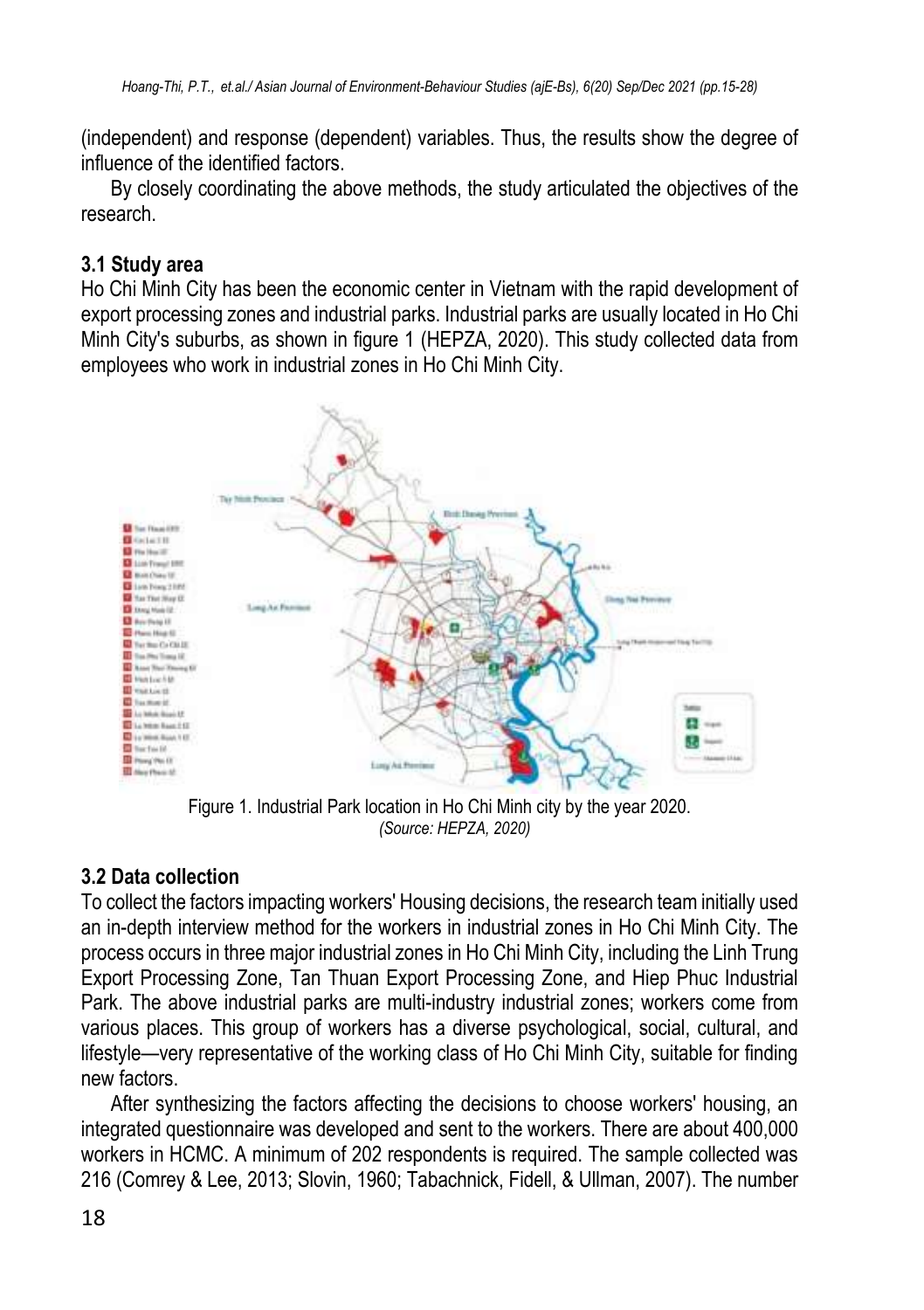(independent) and response (dependent) variables. Thus, the results show the degree of influence of the identified factors.

By closely coordinating the above methods, the study articulated the objectives of the research.

### 3.1 Study area

Ho Chi Minh City has been the economic center in Vietnam with the rapid development of export processing zones and industrial parks. Industrial parks are usually located in Ho Chi Minh City's suburbs, as shown in figure 1 (HEPZA, 2020). This study collected data from employees who work in industrial zones in Ho Chi Minh City.

Figure 1. Industrial Park location in Ho Chi Minh city by the year 2020.
*(Source: HEPZA, 2020)*

### 3.2 Data collection

To collect the factors impacting workers' Housing decisions, the research team initially used an in-depth interview method for the workers in industrial zones in Ho Chi Minh City. The process occurs in three major industrial zones in Ho Chi Minh City, including the Linh Trung Export Processing Zone, Tan Thuan Export Processing Zone, and Hiep Phuc Industrial Park. The above industrial parks are multi-industry industrial zones; workers come from various places. This group of workers has a diverse psychological, social, cultural, and lifestyle—very representative of the working class of Ho Chi Minh City, suitable for finding new factors.

After synthesizing the factors affecting the decisions to choose workers' housing, an integrated questionnaire was developed and sent to the workers. There are about 400,000 workers in HCMC. A minimum of 202 respondents is required. The sample collected was 216 (Comrey & Lee, 2013; Slovin, 1960; Tabachnick, Fidell, & Ullman, 2007). The number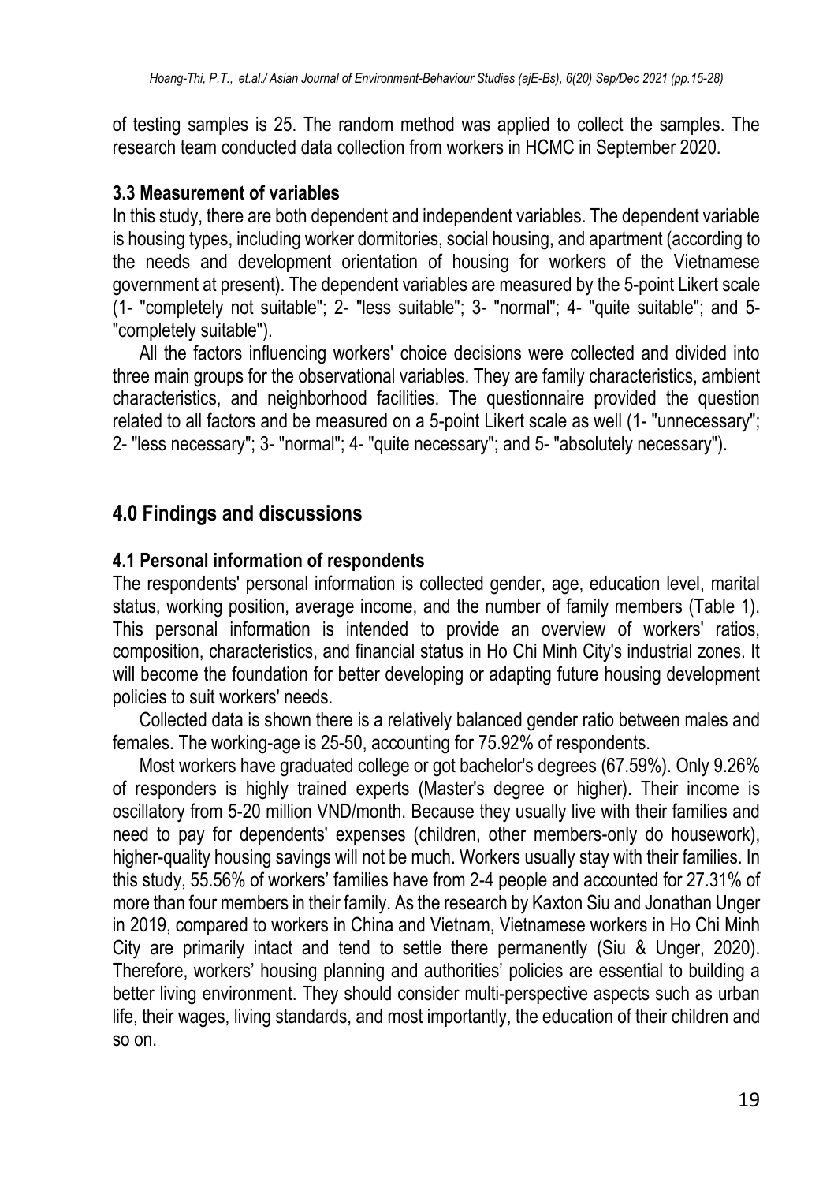of testing samples is 25. The random method was applied to collect the samples. The research team conducted data collection from workers in HCMC in September 2020.

### 3.3 Measurement of variables

In this study, there are both dependent and independent variables. The dependent variable is housing types, including worker dormitories, social housing, and apartment (according to the needs and development orientation of housing for workers of the Vietnamese government at present). The dependent variables are measured by the 5-point Likert scale (1- "completely not suitable"; 2- "less suitable"; 3- "normal"; 4- "quite suitable"; and 5- "completely suitable").

All the factors influencing workers' choice decisions were collected and divided into three main groups for the observational variables. They are family characteristics, ambient characteristics, and neighborhood facilities. The questionnaire provided the question related to all factors and be measured on a 5-point Likert scale as well (1- "unnecessary"; 2- "less necessary"; 3- "normal"; 4- "quite necessary"; and 5- "absolutely necessary").

## 4.0 Findings and discussions

### 4.1 Personal information of respondents

The respondents' personal information is collected gender, age, education level, marital status, working position, average income, and the number of family members (Table 1). This personal information is intended to provide an overview of workers' ratios, composition, characteristics, and financial status in Ho Chi Minh City's industrial zones. It will become the foundation for better developing or adapting future housing development policies to suit workers' needs.

Collected data is shown there is a relatively balanced gender ratio between males and females. The working-age is 25-50, accounting for 75.92% of respondents.

Most workers have graduated college or got bachelor's degrees (67.59%). Only 9.26% of responders is highly trained experts (Master's degree or higher). Their income is oscillatory from 5-20 million VND/month. Because they usually live with their families and need to pay for dependents' expenses (children, other members-only do housework), higher-quality housing savings will not be much. Workers usually stay with their families. In this study, 55.56% of workers' families have from 2-4 people and accounted for 27.31% of more than four members in their family. As the research by Kaxton Siu and Jonathan Unger in 2019, compared to workers in China and Vietnam, Vietnamese workers in Ho Chi Minh City are primarily intact and tend to settle there permanently (Siu & Unger, 2020). Therefore, workers' housing planning and authorities' policies are essential to building a better living environment. They should consider multi-perspective aspects such as urban life, their wages, living standards, and most importantly, the education of their children and so on.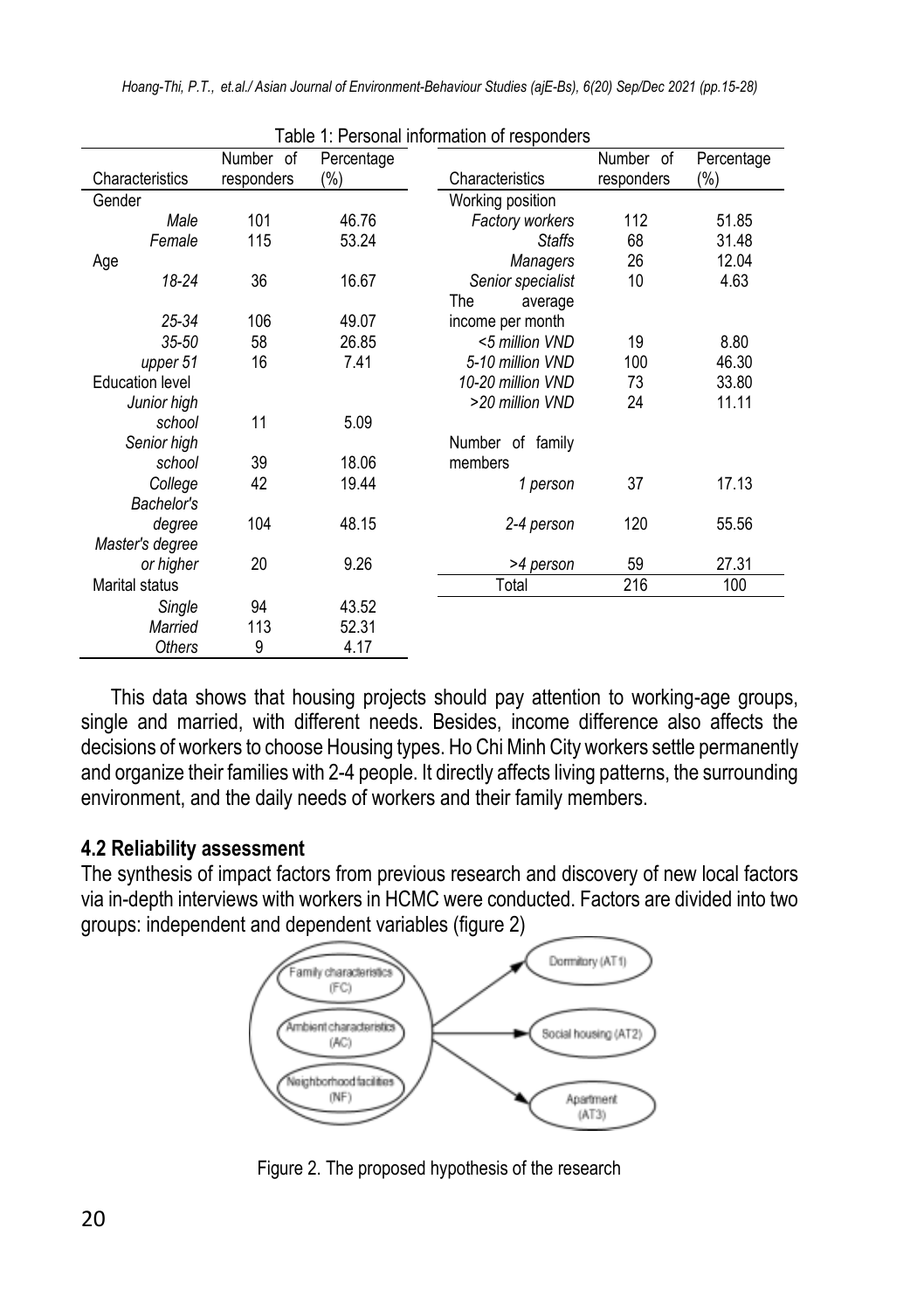Table 1: Personal information of responders

| Characteristics | Number of responders | Percentage (%) |
|---|---|---|
| Gender | | |
| *Male* | 101 | 46.76 |
| *Female* | 115 | 53.24 |
| Age | | |
| *18-24* | 36 | 16.67 |
| *25-34* | 106 | 49.07 |
| *35-50* | 58 | 26.85 |
| *upper 51* | 16 | 7.41 |
| Education level | | |
| *Junior high school* | 11 | 5.09 |
| *Senior high school* | 39 | 18.06 |
| *College* | 42 | 19.44 |
| *Bachelor's degree* | 104 | 48.15 |
| *Master's degree or higher* | 20 | 9.26 |
| Marital status | | |
| *Single* | 94 | 43.52 |
| *Married* | 113 | 52.31 |
| *Others* | 9 | 4.17 |
| Working position | | |
| *Factory workers* | 112 | 51.85 |
| *Staffs* | 68 | 31.48 |
| *Managers* | 26 | 12.04 |
| *Senior specialist* | 10 | 4.63 |
| The average income per month | | |
| *<5 million VND* | 19 | 8.80 |
| *5-10 million VND* | 100 | 46.30 |
| *10-20 million VND* | 73 | 33.80 |
| *>20 million VND* | 24 | 11.11 |
| Number of family members | | |
| *1 person* | 37 | 17.13 |
| *2-4 person* | 120 | 55.56 |
| *>4 person* | 59 | 27.31 |
| Total | 216 | 100 |

This data shows that housing projects should pay attention to working-age groups, single and married, with different needs. Besides, income difference also affects the decisions of workers to choose Housing types. Ho Chi Minh City workers settle permanently and organize their families with 2-4 people. It directly affects living patterns, the surrounding environment, and the daily needs of workers and their family members.

### 4.2 Reliability assessment

The synthesis of impact factors from previous research and discovery of new local factors via in-depth interviews with workers in HCMC were conducted. Factors are divided into two groups: independent and dependent variables (figure 2)

Figure 2. The proposed hypothesis of the research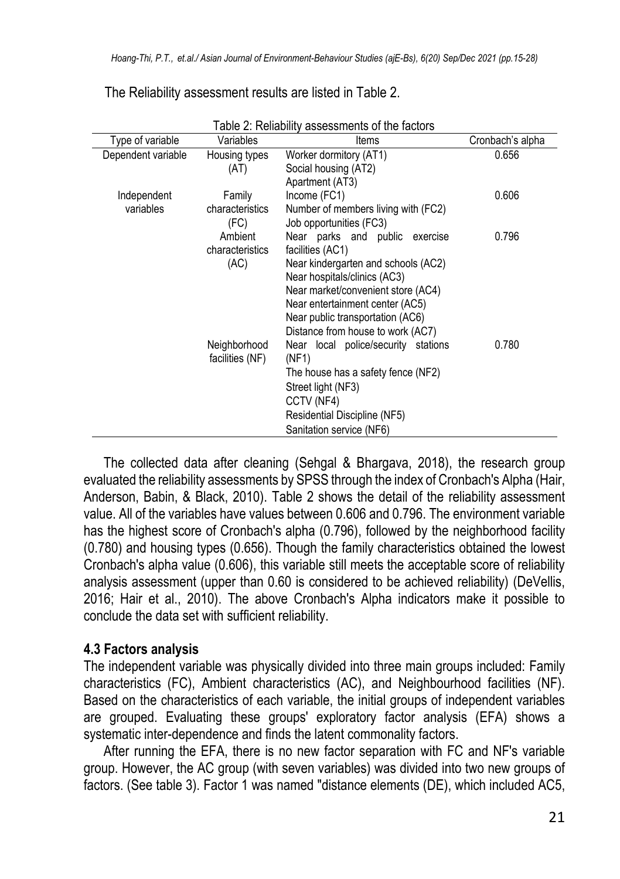The Reliability assessment results are listed in Table 2.

Table 2: Reliability assessments of the factors

| Type of variable | Variables | Items | Cronbach's alpha |
|---|---|---|---|
| Dependent variable | Housing types (AT) | Worker dormitory (AT1)<br>Social housing (AT2)<br>Apartment (AT3) | 0.656 |
| Independent variables | Family characteristics (FC) | Income (FC1)<br>Number of members living with (FC2)<br>Job opportunities (FC3) | 0.606 |
| | Ambient characteristics (AC) | Near parks and public exercise facilities (AC1)<br>Near kindergarten and schools (AC2)<br>Near hospitals/clinics (AC3)<br>Near market/convenient store (AC4)<br>Near entertainment center (AC5)<br>Near public transportation (AC6)<br>Distance from house to work (AC7) | 0.796 |
| | Neighborhood facilities (NF) | Near local police/security stations (NF1)<br>The house has a safety fence (NF2)<br>Street light (NF3)<br>CCTV (NF4)<br>Residential Discipline (NF5)<br>Sanitation service (NF6) | 0.780 |

The collected data after cleaning (Sehgal & Bhargava, 2018), the research group evaluated the reliability assessments by SPSS through the index of Cronbach's Alpha (Hair, Anderson, Babin, & Black, 2010). Table 2 shows the detail of the reliability assessment value. All of the variables have values between 0.606 and 0.796. The environment variable has the highest score of Cronbach's alpha (0.796), followed by the neighborhood facility (0.780) and housing types (0.656). Though the family characteristics obtained the lowest Cronbach's alpha value (0.606), this variable still meets the acceptable score of reliability analysis assessment (upper than 0.60 is considered to be achieved reliability) (DeVellis, 2016; Hair et al., 2010). The above Cronbach's Alpha indicators make it possible to conclude the data set with sufficient reliability.

### 4.3 Factors analysis

The independent variable was physically divided into three main groups included: Family characteristics (FC), Ambient characteristics (AC), and Neighbourhood facilities (NF). Based on the characteristics of each variable, the initial groups of independent variables are grouped. Evaluating these groups' exploratory factor analysis (EFA) shows a systematic inter-dependence and finds the latent commonality factors.

After running the EFA, there is no new factor separation with FC and NF's variable group. However, the AC group (with seven variables) was divided into two new groups of factors. (See table 3). Factor 1 was named "distance elements (DE), which included AC5,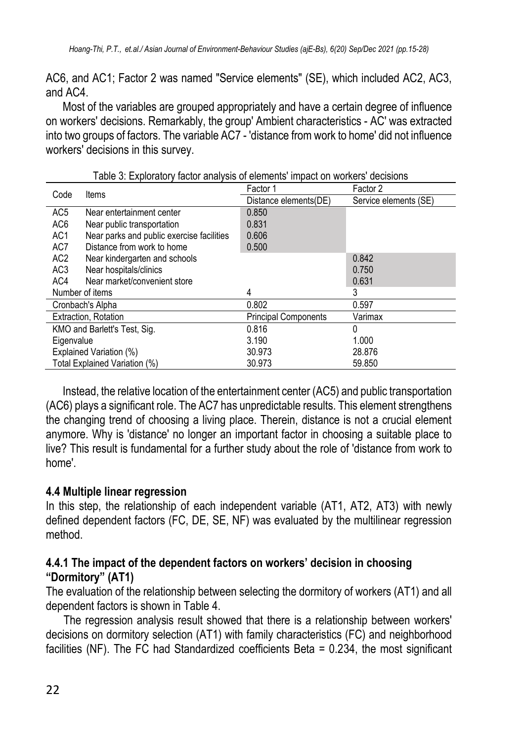AC6, and AC1; Factor 2 was named "Service elements" (SE), which included AC2, AC3, and AC4.

Most of the variables are grouped appropriately and have a certain degree of influence on workers' decisions. Remarkably, the group' Ambient characteristics - AC' was extracted into two groups of factors. The variable AC7 - 'distance from work to home' did not influence workers' decisions in this survey.

Table 3: Exploratory factor analysis of elements' impact on workers' decisions

| Code | Items | Factor 1 | Factor 2 |
|---|---|---|---|
| | | Distance elements(DE) | Service elements (SE) |
| AC5 | Near entertainment center | 0.850 | |
| AC6 | Near public transportation | 0.831 | |
| AC1 | Near parks and public exercise facilities | 0.606 | |
| AC7 | Distance from work to home | 0.500 | |
| AC2 | Near kindergarten and schools | | 0.842 |
| AC3 | Near hospitals/clinics | | 0.750 |
| AC4 | Near market/convenient store | | 0.631 |
| Number of items | | 4 | 3 |
| Cronbach's Alpha | | 0.802 | 0.597 |
| Extraction, Rotation | | Principal Components | Varimax |
| KMO and Barlett's Test, Sig. | | 0.816 | 0 |
| Eigenvalue | | 3.190 | 1.000 |
| Explained Variation (%) | | 30.973 | 28.876 |
| Total Explained Variation (%) | | 30.973 | 59.850 |

Instead, the relative location of the entertainment center (AC5) and public transportation (AC6) plays a significant role. The AC7 has unpredictable results. This element strengthens the changing trend of choosing a living place. Therein, distance is not a crucial element anymore. Why is 'distance' no longer an important factor in choosing a suitable place to live? This result is fundamental for a further study about the role of 'distance from work to home'.

### 4.4 Multiple linear regression

In this step, the relationship of each independent variable (AT1, AT2, AT3) with newly defined dependent factors (FC, DE, SE, NF) was evaluated by the multilinear regression method.

### 4.4.1 The impact of the dependent factors on workers' decision in choosing "Dormitory" (AT1)

The evaluation of the relationship between selecting the dormitory of workers (AT1) and all dependent factors is shown in Table 4.

The regression analysis result showed that there is a relationship between workers' decisions on dormitory selection (AT1) with family characteristics (FC) and neighborhood facilities (NF). The FC had Standardized coefficients Beta = 0.234, the most significant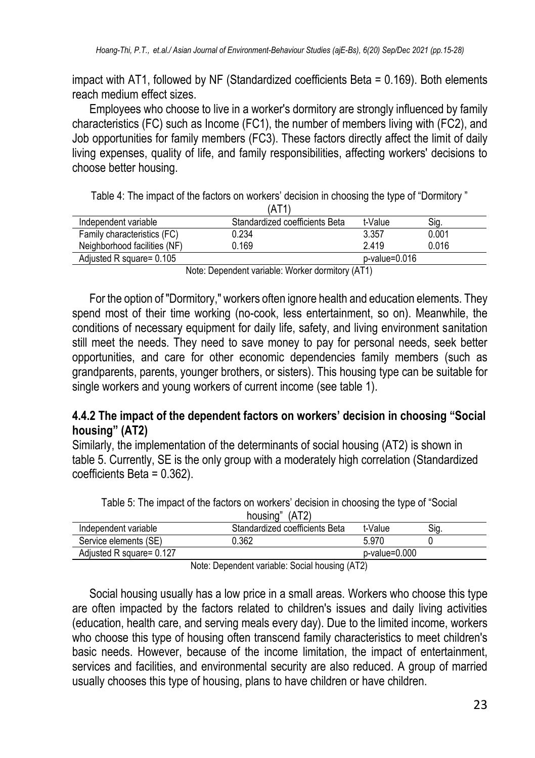impact with AT1, followed by NF (Standardized coefficients Beta = 0.169). Both elements reach medium effect sizes.

Employees who choose to live in a worker's dormitory are strongly influenced by family characteristics (FC) such as Income (FC1), the number of members living with (FC2), and Job opportunities for family members (FC3). These factors directly affect the limit of daily living expenses, quality of life, and family responsibilities, affecting workers' decisions to choose better housing.

Table 4: The impact of the factors on workers' decision in choosing the type of "Dormitory " (AT1)

| Independent variable | Standardized coefficients Beta | t-Value | Sig. |
|---|---|---|---|
| Family characteristics (FC) | 0.234 | 3.357 | 0.001 |
| Neighborhood facilities (NF) | 0.169 | 2.419 | 0.016 |
| Adjusted R square= 0.105 | | p-value=0.016 | |

Note: Dependent variable: Worker dormitory (AT1)

For the option of "Dormitory," workers often ignore health and education elements. They spend most of their time working (no-cook, less entertainment, so on). Meanwhile, the conditions of necessary equipment for daily life, safety, and living environment sanitation still meet the needs. They need to save money to pay for personal needs, seek better opportunities, and care for other economic dependencies family members (such as grandparents, parents, younger brothers, or sisters). This housing type can be suitable for single workers and young workers of current income (see table 1).

### 4.4.2 The impact of the dependent factors on workers' decision in choosing "Social housing" (AT2)

Similarly, the implementation of the determinants of social housing (AT2) is shown in table 5. Currently, SE is the only group with a moderately high correlation (Standardized coefficients Beta = 0.362).

Table 5: The impact of the factors on workers' decision in choosing the type of "Social housing" (AT2)

| Independent variable | Standardized coefficients Beta | t-Value | Sig. |
|---|---|---|---|
| Service elements (SE) | 0.362 | 5.970 | 0 |
| Adjusted R square= 0.127 | | p-value=0.000 | |

Note: Dependent variable: Social housing (AT2)

Social housing usually has a low price in a small areas. Workers who choose this type are often impacted by the factors related to children's issues and daily living activities (education, health care, and serving meals every day). Due to the limited income, workers who choose this type of housing often transcend family characteristics to meet children's basic needs. However, because of the income limitation, the impact of entertainment, services and facilities, and environmental security are also reduced. A group of married usually chooses this type of housing, plans to have children or have children.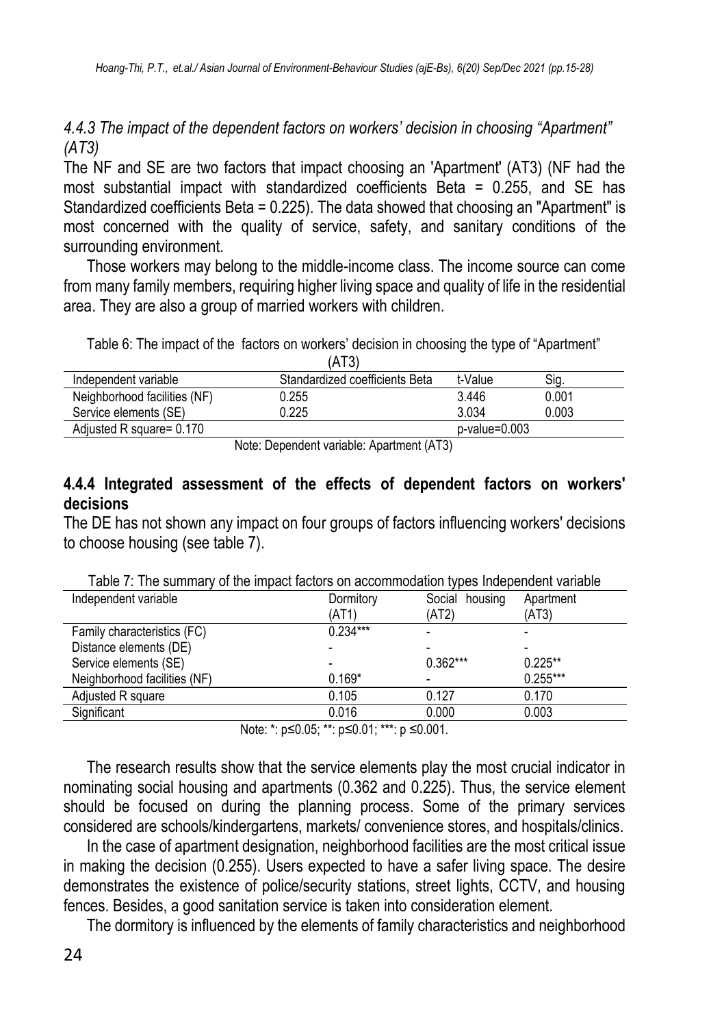*4.4.3 The impact of the dependent factors on workers' decision in choosing "Apartment" (AT3)*

The NF and SE are two factors that impact choosing an 'Apartment' (AT3) (NF had the most substantial impact with standardized coefficients Beta = 0.255, and SE has Standardized coefficients Beta = 0.225). The data showed that choosing an "Apartment" is most concerned with the quality of service, safety, and sanitary conditions of the surrounding environment.

Those workers may belong to the middle-income class. The income source can come from many family members, requiring higher living space and quality of life in the residential area. They are also a group of married workers with children.

Table 6: The impact of the factors on workers' decision in choosing the type of "Apartment" (AT3)

| Independent variable | Standardized coefficients Beta | t-Value | Sig. |
|---|---|---|---|
| Neighborhood facilities (NF) | 0.255 | 3.446 | 0.001 |
| Service elements (SE) | 0.225 | 3.034 | 0.003 |
| Adjusted R square= 0.170 | | p-value=0.003 | |

Note: Dependent variable: Apartment (AT3)

**4.4.4 Integrated assessment of the effects of dependent factors on workers' decisions**

The DE has not shown any impact on four groups of factors influencing workers' decisions to choose housing (see table 7).

Table 7: The summary of the impact factors on accommodation types Independent variable

| Independent variable | Dormitory (AT1) | Social housing (AT2) | Apartment (AT3) |
|---|---|---|---|
| Family characteristics (FC) | 0.234*** | - | - |
| Distance elements (DE) | - | - | - |
| Service elements (SE) | - | 0.362*** | 0.225** |
| Neighborhood facilities (NF) | 0.169* | - | 0.255*** |
| Adjusted R square | 0.105 | 0.127 | 0.170 |
| Significant | 0.016 | 0.000 | 0.003 |

Note: *: $p \leq 0.05$; **: $p \leq 0.01$; ***: $p \leq 0.001$.

The research results show that the service elements play the most crucial indicator in nominating social housing and apartments (0.362 and 0.225). Thus, the service element should be focused on during the planning process. Some of the primary services considered are schools/kindergartens, markets/ convenience stores, and hospitals/clinics.

In the case of apartment designation, neighborhood facilities are the most critical issue in making the decision (0.255). Users expected to have a safer living space. The desire demonstrates the existence of police/security stations, street lights, CCTV, and housing fences. Besides, a good sanitation service is taken into consideration element.

The dormitory is influenced by the elements of family characteristics and neighborhood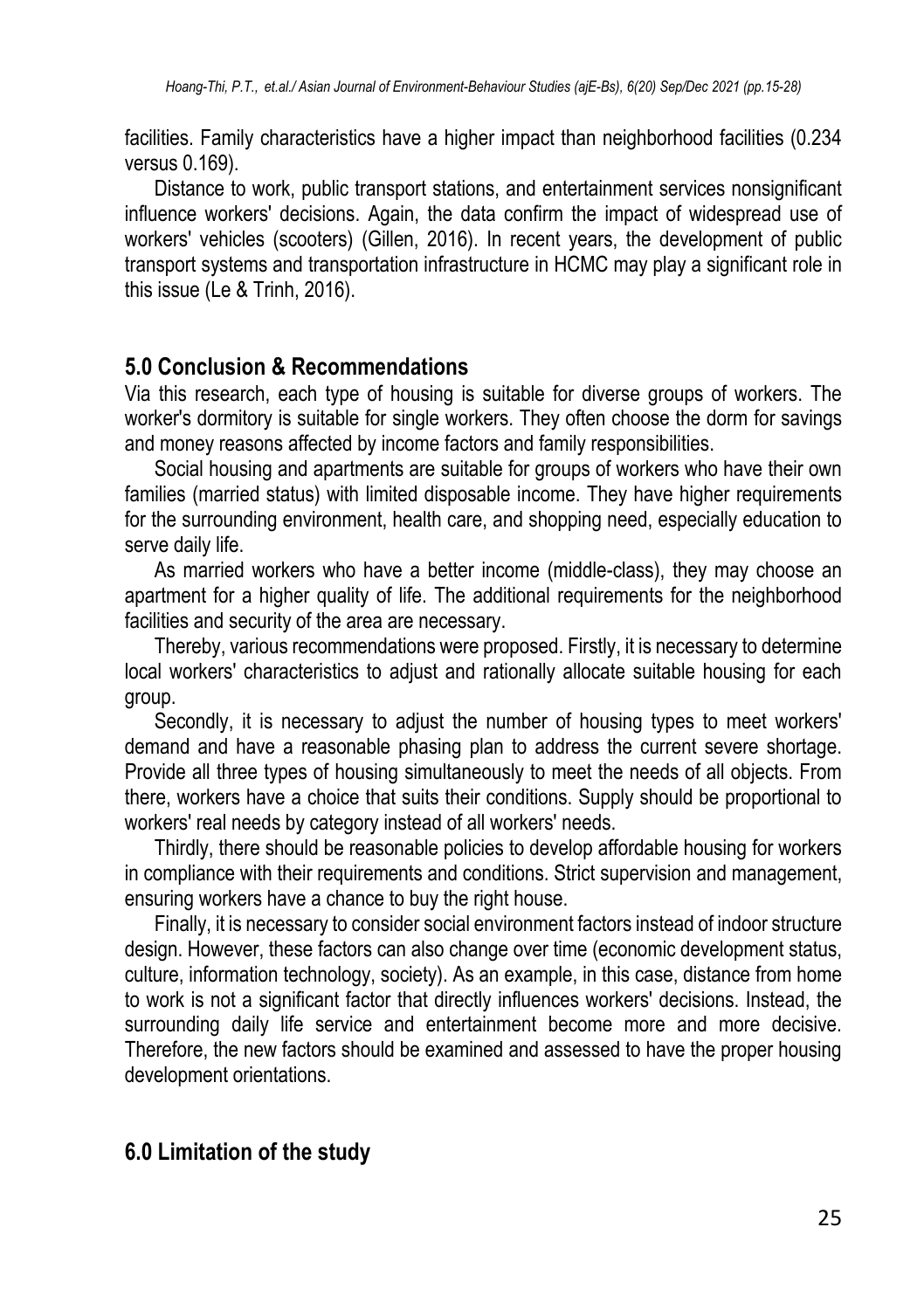facilities. Family characteristics have a higher impact than neighborhood facilities (0.234 versus 0.169).

Distance to work, public transport stations, and entertainment services nonsignificant influence workers' decisions. Again, the data confirm the impact of widespread use of workers' vehicles (scooters) (Gillen, 2016). In recent years, the development of public transport systems and transportation infrastructure in HCMC may play a significant role in this issue (Le & Trinh, 2016).

## 5.0 Conclusion & Recommendations

Via this research, each type of housing is suitable for diverse groups of workers. The worker's dormitory is suitable for single workers. They often choose the dorm for savings and money reasons affected by income factors and family responsibilities.

Social housing and apartments are suitable for groups of workers who have their own families (married status) with limited disposable income. They have higher requirements for the surrounding environment, health care, and shopping need, especially education to serve daily life.

As married workers who have a better income (middle-class), they may choose an apartment for a higher quality of life. The additional requirements for the neighborhood facilities and security of the area are necessary.

Thereby, various recommendations were proposed. Firstly, it is necessary to determine local workers' characteristics to adjust and rationally allocate suitable housing for each group.

Secondly, it is necessary to adjust the number of housing types to meet workers' demand and have a reasonable phasing plan to address the current severe shortage. Provide all three types of housing simultaneously to meet the needs of all objects. From there, workers have a choice that suits their conditions. Supply should be proportional to workers' real needs by category instead of all workers' needs.

Thirdly, there should be reasonable policies to develop affordable housing for workers in compliance with their requirements and conditions. Strict supervision and management, ensuring workers have a chance to buy the right house.

Finally, it is necessary to consider social environment factors instead of indoor structure design. However, these factors can also change over time (economic development status, culture, information technology, society). As an example, in this case, distance from home to work is not a significant factor that directly influences workers' decisions. Instead, the surrounding daily life service and entertainment become more and more decisive. Therefore, the new factors should be examined and assessed to have the proper housing development orientations.

## 6.0 Limitation of the study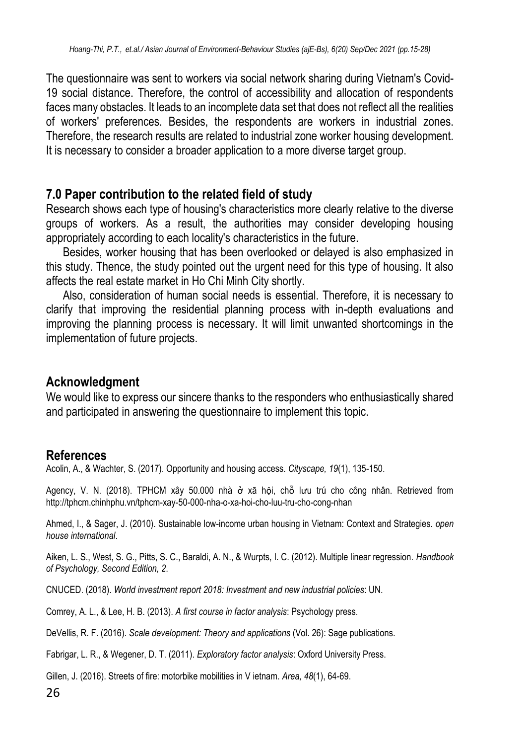The questionnaire was sent to workers via social network sharing during Vietnam's Covid-19 social distance. Therefore, the control of accessibility and allocation of respondents faces many obstacles. It leads to an incomplete data set that does not reflect all the realities of workers' preferences. Besides, the respondents are workers in industrial zones. Therefore, the research results are related to industrial zone worker housing development. It is necessary to consider a broader application to a more diverse target group.

## 7.0 Paper contribution to the related field of study

Research shows each type of housing's characteristics more clearly relative to the diverse groups of workers. As a result, the authorities may consider developing housing appropriately according to each locality's characteristics in the future.

Besides, worker housing that has been overlooked or delayed is also emphasized in this study. Thence, the study pointed out the urgent need for this type of housing. It also affects the real estate market in Ho Chi Minh City shortly.

Also, consideration of human social needs is essential. Therefore, it is necessary to clarify that improving the residential planning process with in-depth evaluations and improving the planning process is necessary. It will limit unwanted shortcomings in the implementation of future projects.

## Acknowledgment

We would like to express our sincere thanks to the responders who enthusiastically shared and participated in answering the questionnaire to implement this topic.

## References

Acolin, A., & Wachter, S. (2017). Opportunity and housing access. *Cityscape, 19*(1), 135-150.

Agency, V. N. (2018). TPHCM xây 50.000 nhà ở xã hội, chỗ lưu trú cho công nhân. Retrieved from http://tphcm.chinhphu.vn/tphcm-xay-50-000-nha-o-xa-hoi-cho-luu-tru-cho-cong-nhan

Ahmed, I., & Sager, J. (2010). Sustainable low-income urban housing in Vietnam: Context and Strategies. *open house international*.

Aiken, L. S., West, S. G., Pitts, S. C., Baraldi, A. N., & Wurpts, I. C. (2012). Multiple linear regression. *Handbook of Psychology, Second Edition, 2*.

CNUCED. (2018). *World investment report 2018: Investment and new industrial policies*: UN.

Comrey, A. L., & Lee, H. B. (2013). *A first course in factor analysis*: Psychology press.

DeVellis, R. F. (2016). *Scale development: Theory and applications* (Vol. 26): Sage publications.

Fabrigar, L. R., & Wegener, D. T. (2011). *Exploratory factor analysis*: Oxford University Press.

Gillen, J. (2016). Streets of fire: motorbike mobilities in V ietnam. *Area, 48*(1), 64-69.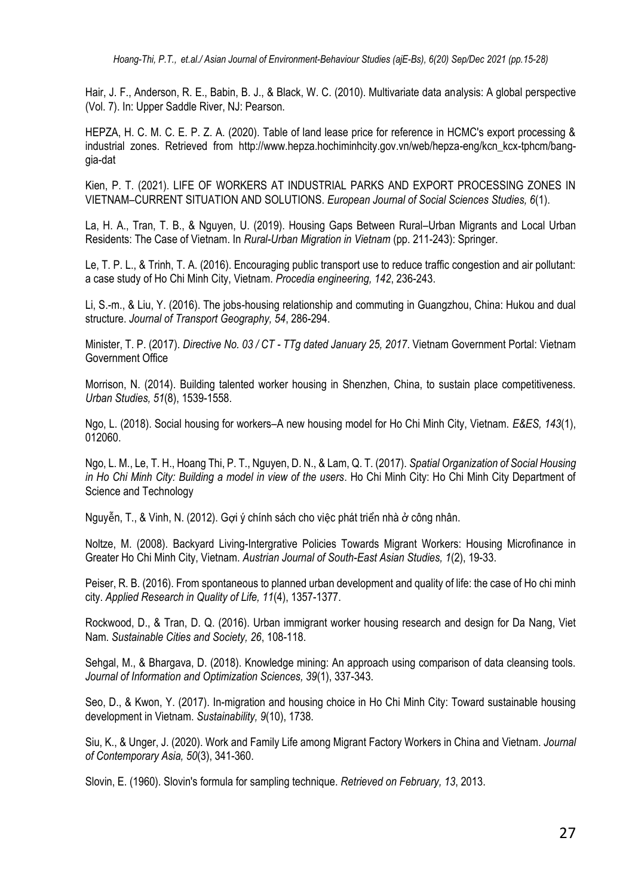Hair, J. F., Anderson, R. E., Babin, B. J., & Black, W. C. (2010). Multivariate data analysis: A global perspective (Vol. 7). In: Upper Saddle River, NJ: Pearson.

HEPZA, H. C. M. C. E. P. Z. A. (2020). Table of land lease price for reference in HCMC's export processing & industrial zones. Retrieved from http://www.hepza.hochiminhcity.gov.vn/web/hepza-eng/kcn_kcx-tphcm/bang-gia-dat

Kien, P. T. (2021). LIFE OF WORKERS AT INDUSTRIAL PARKS AND EXPORT PROCESSING ZONES IN VIETNAM–CURRENT SITUATION AND SOLUTIONS. *European Journal of Social Sciences Studies, 6*(1).

La, H. A., Tran, T. B., & Nguyen, U. (2019). Housing Gaps Between Rural–Urban Migrants and Local Urban Residents: The Case of Vietnam. In *Rural-Urban Migration in Vietnam* (pp. 211-243): Springer.

Le, T. P. L., & Trinh, T. A. (2016). Encouraging public transport use to reduce traffic congestion and air pollutant: a case study of Ho Chi Minh City, Vietnam. *Procedia engineering, 142*, 236-243.

Li, S.-m., & Liu, Y. (2016). The jobs-housing relationship and commuting in Guangzhou, China: Hukou and dual structure. *Journal of Transport Geography, 54*, 286-294.

Minister, T. P. (2017). *Directive No. 03 / CT - TTg dated January 25, 2017*. Vietnam Government Portal: Vietnam Government Office

Morrison, N. (2014). Building talented worker housing in Shenzhen, China, to sustain place competitiveness. *Urban Studies, 51*(8), 1539-1558.

Ngo, L. (2018). Social housing for workers–A new housing model for Ho Chi Minh City, Vietnam. *E&ES, 143*(1), 012060.

Ngo, L. M., Le, T. H., Hoang Thi, P. T., Nguyen, D. N., & Lam, Q. T. (2017). *Spatial Organization of Social Housing in Ho Chi Minh City: Building a model in view of the users*. Ho Chi Minh City: Ho Chi Minh City Department of Science and Technology

Nguyễn, T., & Vinh, N. (2012). Gợi ý chính sách cho việc phát triển nhà ở công nhân.

Noltze, M. (2008). Backyard Living-Intergrative Policies Towards Migrant Workers: Housing Microfinance in Greater Ho Chi Minh City, Vietnam. *Austrian Journal of South-East Asian Studies, 1*(2), 19-33.

Peiser, R. B. (2016). From spontaneous to planned urban development and quality of life: the case of Ho chi minh city. *Applied Research in Quality of Life, 11*(4), 1357-1377.

Rockwood, D., & Tran, D. Q. (2016). Urban immigrant worker housing research and design for Da Nang, Viet Nam. *Sustainable Cities and Society, 26*, 108-118.

Sehgal, M., & Bhargava, D. (2018). Knowledge mining: An approach using comparison of data cleansing tools. *Journal of Information and Optimization Sciences, 39*(1), 337-343.

Seo, D., & Kwon, Y. (2017). In-migration and housing choice in Ho Chi Minh City: Toward sustainable housing development in Vietnam. *Sustainability, 9*(10), 1738.

Siu, K., & Unger, J. (2020). Work and Family Life among Migrant Factory Workers in China and Vietnam. *Journal of Contemporary Asia, 50*(3), 341-360.

Slovin, E. (1960). Slovin's formula for sampling technique. *Retrieved on February, 13*, 2013.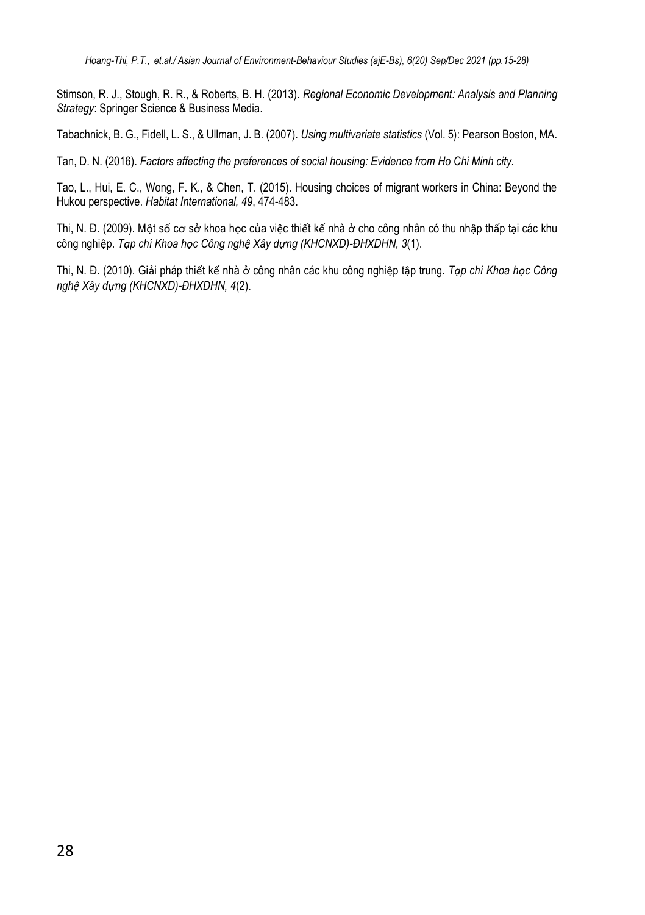Stimson, R. J., Stough, R. R., & Roberts, B. H. (2013). *Regional Economic Development: Analysis and Planning Strategy*: Springer Science & Business Media.

Tabachnick, B. G., Fidell, L. S., & Ullman, J. B. (2007). *Using multivariate statistics* (Vol. 5): Pearson Boston, MA.

Tan, D. N. (2016). *Factors affecting the preferences of social housing: Evidence from Ho Chi Minh city.*

Tao, L., Hui, E. C., Wong, F. K., & Chen, T. (2015). Housing choices of migrant workers in China: Beyond the Hukou perspective. *Habitat International, 49*, 474-483.

Thi, N. Đ. (2009). Một số cơ sở khoa học của việc thiết kế nhà ở cho công nhân có thu nhập thấp tại các khu công nghiệp. *Tạp chí Khoa học Công nghệ Xây dựng (KHCNXD)-ĐHXDHN, 3*(1).

Thi, N. Đ. (2010). Giải pháp thiết kế nhà ở công nhân các khu công nghiệp tập trung. *Tạp chí Khoa học Công nghệ Xây dựng (KHCNXD)-ĐHXDHN, 4*(2).